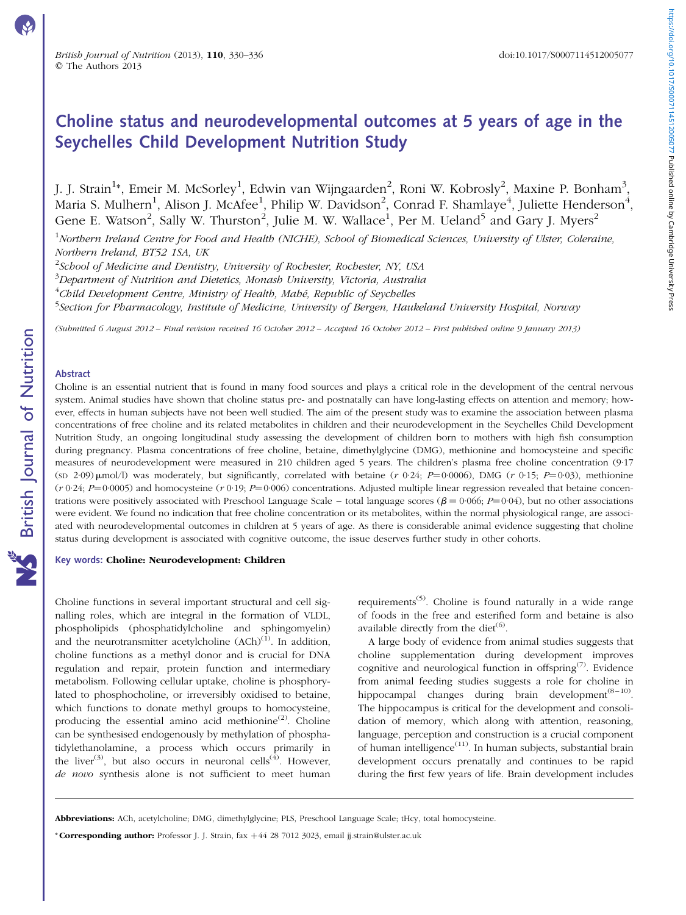# Choline status and neurodevelopmental outcomes at 5 years of age in the Seychelles Child Development Nutrition Study

J. J. Strain[1]*, Emeir M. McSorley[1], Edwin van Wijngaarden[2], Roni W. Kobrosly[2], Maxine P. Bonham[3], Maria S. Mulhern[1], Alison J. McAfee[1], Philip W. Davidson[2], Conrad F. Shamlaye[4], Juliette Henderson[4], Gene E. Watson[2], Sally W. Thurston[2], Julie M. W. Wallace[1], Per M. Ueland[5] and Gary J. Myers[2]

[1]Northern Ireland Centre for Food and Health (NICHE), School of Biomedical Sciences, University of Ulster, Coleraine, Northern Ireland, BT52 1SA, UK

[2]School of Medicine and Dentistry, University of Rochester, Rochester, NY, USA

[3]Department of Nutrition and Dietetics, Monash University, Victoria, Australia

[4]Child Development Centre, Ministry of Health, Mahé, Republic of Seychelles

[5]Section for Pharmacology, Institute of Medicine, University of Bergen, Haukeland University Hospital, Norway

*(Submitted 6 August 2012 – Final revision received 16 October 2012 – Accepted 16 October 2012 – First published online 9 January 2013)*

## Abstract

Choline is an essential nutrient that is found in many food sources and plays a critical role in the development of the central nervous system. Animal studies have shown that choline status pre- and postnatally can have long-lasting effects on attention and memory; however, effects in human subjects have not been well studied. The aim of the present study was to examine the association between plasma concentrations of free choline and its related metabolites in children and their neurodevelopment in the Seychelles Child Development Nutrition Study, an ongoing longitudinal study assessing the development of children born to mothers with high fish consumption during pregnancy. Plasma concentrations of free choline, betaine, dimethylglycine (DMG), methionine and homocysteine and specific measures of neurodevelopment were measured in 210 children aged 5 years. The children's plasma free choline concentration (9·17 (SD 2·09) μmol/l) was moderately, but significantly, correlated with betaine ($r$ 0·24; $P$=0·0006), DMG ($r$ 0·15; $P$=0·03), methionine ($r$ 0·24; $P$=0·0005) and homocysteine ($r$ 0·19; $P$=0·006) concentrations. Adjusted multiple linear regression revealed that betaine concentrations were positively associated with Preschool Language Scale – total language scores ($\beta$ = 0·066; $P$=0·04), but no other associations were evident. We found no indication that free choline concentration or its metabolites, within the normal physiological range, are associated with neurodevelopmental outcomes in children at 5 years of age. As there is considerable animal evidence suggesting that choline status during development is associated with cognitive outcome, the issue deserves further study in other cohorts.

**Key words: Choline: Neurodevelopment: Children**

Choline functions in several important structural and cell signalling roles, which are integral in the formation of VLDL, phospholipids (phosphatidylcholine and sphingomyelin) and the neurotransmitter acetylcholine (ACh)[1]. In addition, choline functions as a methyl donor and is crucial for DNA regulation and repair, protein function and intermediary metabolism. Following cellular uptake, choline is phosphorylated to phosphocholine, or irreversibly oxidised to betaine, which functions to donate methyl groups to homocysteine, producing the essential amino acid methionine[2]. Choline can be synthesised endogenously by methylation of phosphatidylethanolamine, a process which occurs primarily in the liver[3], but also occurs in neuronal cells[4]. However, *de novo* synthesis alone is not sufficient to meet human requirements[5]. Choline is found naturally in a wide range of foods in the free and esterified form and betaine is also available directly from the diet[6].

A large body of evidence from animal studies suggests that choline supplementation during development improves cognitive and neurological function in offspring[7]. Evidence from animal feeding studies suggests a role for choline in hippocampal changes during brain development[8–10]. The hippocampus is critical for the development and consolidation of memory, which along with attention, reasoning, language, perception and construction is a crucial component of human intelligence[11]. In human subjects, substantial brain development occurs prenatally and continues to be rapid during the first few years of life. Brain development includes

**Abbreviations:** ACh, acetylcholine; DMG, dimethylglycine; PLS, Preschool Language Scale; tHcy, total homocysteine.

***Corresponding author:** Professor J. J. Strain, fax +44 28 7012 3023, email jj.strain@ulster.ac.uk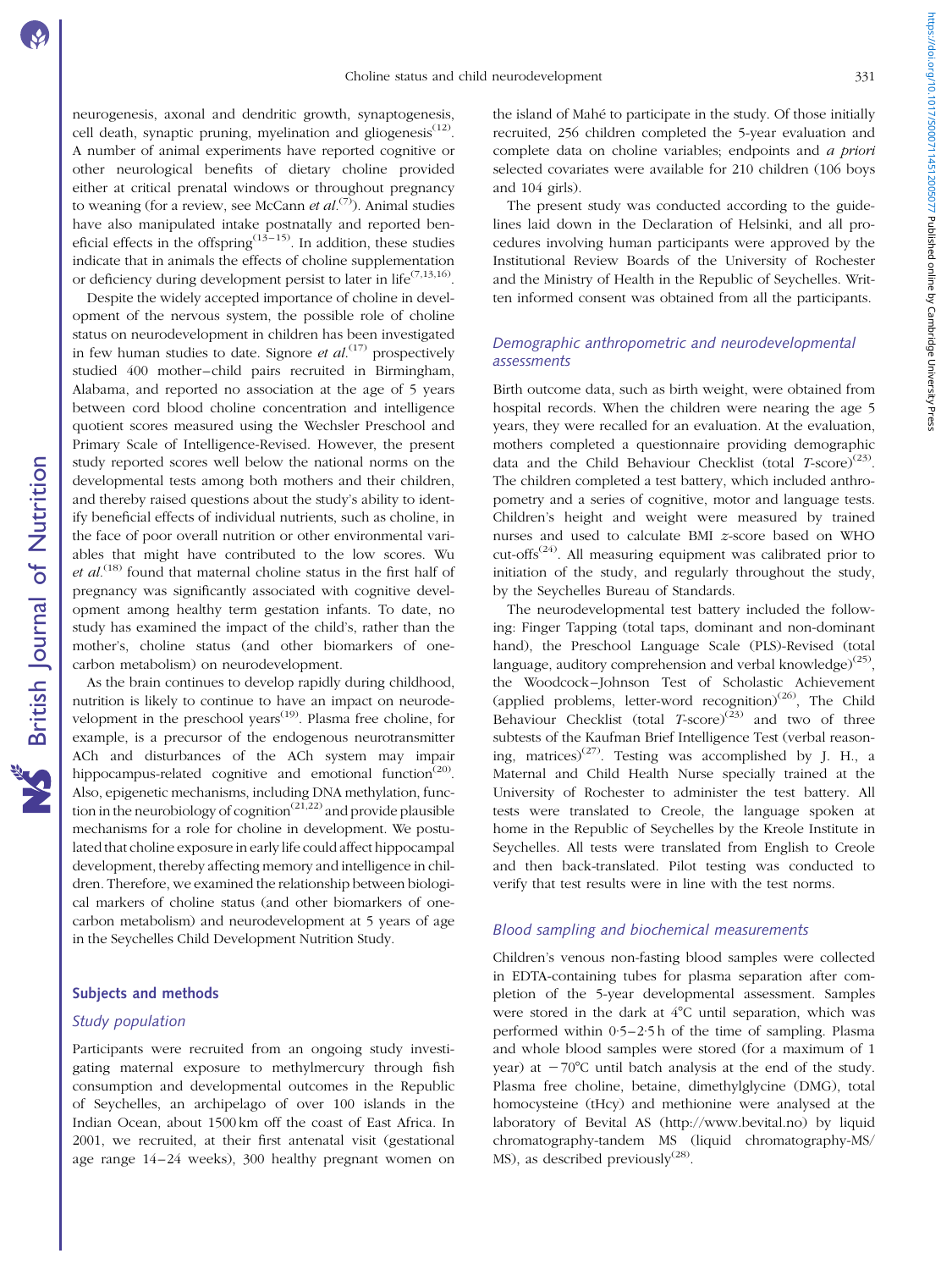neurogenesis, axonal and dendritic growth, synaptogenesis, cell death, synaptic pruning, myelination and gliogenesis[12]. A number of animal experiments have reported cognitive or other neurological benefits of dietary choline provided either at critical prenatal windows or throughout pregnancy to weaning (for a review, see McCann *et al.*[7]). Animal studies have also manipulated intake postnatally and reported beneficial effects in the offspring[13–15]. In addition, these studies indicate that in animals the effects of choline supplementation or deficiency during development persist to later in life[7,13,16].

Despite the widely accepted importance of choline in development of the nervous system, the possible role of choline status on neurodevelopment in children has been investigated in few human studies to date. Signore *et al.*[17] prospectively studied 400 mother–child pairs recruited in Birmingham, Alabama, and reported no association at the age of 5 years between cord blood choline concentration and intelligence quotient scores measured using the Wechsler Preschool and Primary Scale of Intelligence-Revised. However, the present study reported scores well below the national norms on the developmental tests among both mothers and their children, and thereby raised questions about the study's ability to identify beneficial effects of individual nutrients, such as choline, in the face of poor overall nutrition or other environmental variables that might have contributed to the low scores. Wu *et al.*[18] found that maternal choline status in the first half of pregnancy was significantly associated with cognitive development among healthy term gestation infants. To date, no study has examined the impact of the child's, rather than the mother's, choline status (and other biomarkers of one-carbon metabolism) on neurodevelopment.

As the brain continues to develop rapidly during childhood, nutrition is likely to continue to have an impact on neurodevelopment in the preschool years[19]. Plasma free choline, for example, is a precursor of the endogenous neurotransmitter ACh and disturbances of the ACh system may impair hippocampus-related cognitive and emotional function[20]. Also, epigenetic mechanisms, including DNA methylation, function in the neurobiology of cognition[21,22] and provide plausible mechanisms for a role for choline in development. We postulated that choline exposure in early life could affect hippocampal development, thereby affecting memory and intelligence in children. Therefore, we examined the relationship between biological markers of choline status (and other biomarkers of one-carbon metabolism) and neurodevelopment at 5 years of age in the Seychelles Child Development Nutrition Study.

## Subjects and methods

### Study population

Participants were recruited from an ongoing study investigating maternal exposure to methylmercury through fish consumption and developmental outcomes in the Republic of Seychelles, an archipelago of over 100 islands in the Indian Ocean, about 1500 km off the coast of East Africa. In 2001, we recruited, at their first antenatal visit (gestational age range 14–24 weeks), 300 healthy pregnant women on the island of Mahé to participate in the study. Of those initially recruited, 256 children completed the 5-year evaluation and complete data on choline variables; endpoints and *a priori* selected covariates were available for 210 children (106 boys and 104 girls).

The present study was conducted according to the guidelines laid down in the Declaration of Helsinki, and all procedures involving human participants were approved by the Institutional Review Boards of the University of Rochester and the Ministry of Health in the Republic of Seychelles. Written informed consent was obtained from all the participants.

### Demographic anthropometric and neurodevelopmental assessments

Birth outcome data, such as birth weight, were obtained from hospital records. When the children were nearing the age 5 years, they were recalled for an evaluation. At the evaluation, mothers completed a questionnaire providing demographic data and the Child Behaviour Checklist (total *T*-score)[23]. The children completed a test battery, which included anthropometry and a series of cognitive, motor and language tests. Children's height and weight were measured by trained nurses and used to calculate BMI *z*-score based on WHO cut-offs[24]. All measuring equipment was calibrated prior to initiation of the study, and regularly throughout the study, by the Seychelles Bureau of Standards.

The neurodevelopmental test battery included the following: Finger Tapping (total taps, dominant and non-dominant hand), the Preschool Language Scale (PLS)-Revised (total language, auditory comprehension and verbal knowledge)[25], the Woodcock–Johnson Test of Scholastic Achievement (applied problems, letter-word recognition)[26], The Child Behaviour Checklist (total *T*-score)[23] and two of three subtests of the Kaufman Brief Intelligence Test (verbal reasoning, matrices)[27]. Testing was accomplished by J. H., a Maternal and Child Health Nurse specially trained at the University of Rochester to administer the test battery. All tests were translated to Creole, the language spoken at home in the Republic of Seychelles by the Kreole Institute in Seychelles. All tests were translated from English to Creole and then back-translated. Pilot testing was conducted to verify that test results were in line with the test norms.

### Blood sampling and biochemical measurements

Children's venous non-fasting blood samples were collected in EDTA-containing tubes for plasma separation after completion of the 5-year developmental assessment. Samples were stored in the dark at 4°C until separation, which was performed within 0·5–2·5 h of the time of sampling. Plasma and whole blood samples were stored (for a maximum of 1 year) at −70°C until batch analysis at the end of the study. Plasma free choline, betaine, dimethylglycine (DMG), total homocysteine (tHcy) and methionine were analysed at the laboratory of Bevital AS (http://www.bevital.no) by liquid chromatography-tandem MS (liquid chromatography-MS/MS), as described previously[28].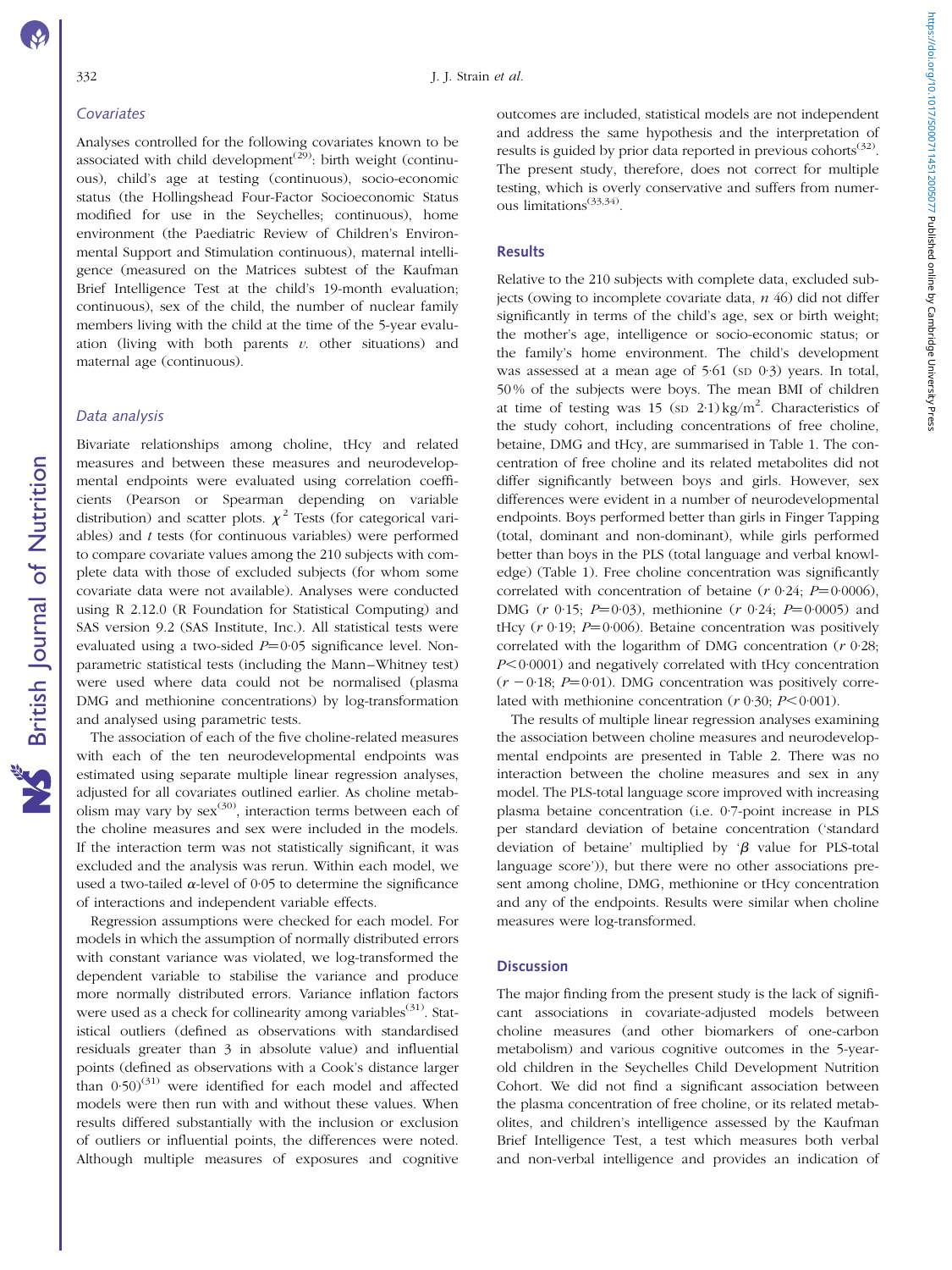### Covariates

Analyses controlled for the following covariates known to be associated with child development[29]: birth weight (continuous), child's age at testing (continuous), socio-economic status (the Hollingshead Four-Factor Socioeconomic Status modified for use in the Seychelles; continuous), home environment (the Paediatric Review of Children's Environmental Support and Stimulation continuous), maternal intelligence (measured on the Matrices subtest of the Kaufman Brief Intelligence Test at the child's 19-month evaluation; continuous), sex of the child, the number of nuclear family members living with the child at the time of the 5-year evaluation (living with both parents *v.* other situations) and maternal age (continuous).

### Data analysis

Bivariate relationships among choline, tHcy and related measures and between these measures and neurodevelopmental endpoints were evaluated using correlation coefficients (Pearson or Spearman depending on variable distribution) and scatter plots. $\chi^2$ Tests (for categorical variables) and *t* tests (for continuous variables) were performed to compare covariate values among the 210 subjects with complete data with those of excluded subjects (for whom some covariate data were not available). Analyses were conducted using R 2.12.0 (R Foundation for Statistical Computing) and SAS version 9.2 (SAS Institute, Inc.). All statistical tests were evaluated using a two-sided $P$=0·05 significance level. Non-parametric statistical tests (including the Mann–Whitney test) were used where data could not be normalised (plasma DMG and methionine concentrations) by log-transformation and analysed using parametric tests.

The association of each of the five choline-related measures with each of the ten neurodevelopmental endpoints was estimated using separate multiple linear regression analyses, adjusted for all covariates outlined earlier. As choline metabolism may vary by sex[30], interaction terms between each of the choline measures and sex were included in the models. If the interaction term was not statistically significant, it was excluded and the analysis was rerun. Within each model, we used a two-tailed $\alpha$-level of 0·05 to determine the significance of interactions and independent variable effects.

Regression assumptions were checked for each model. For models in which the assumption of normally distributed errors with constant variance was violated, we log-transformed the dependent variable to stabilise the variance and produce more normally distributed errors. Variance inflation factors were used as a check for collinearity among variables[31]. Statistical outliers (defined as observations with standardised residuals greater than 3 in absolute value) and influential points (defined as observations with a Cook's distance larger than 0·50)[31] were identified for each model and affected models were then run with and without these values. When results differed substantially with the inclusion or exclusion of outliers or influential points, the differences were noted. Although multiple measures of exposures and cognitive outcomes are included, statistical models are not independent and address the same hypothesis and the interpretation of results is guided by prior data reported in previous cohorts[32]. The present study, therefore, does not correct for multiple testing, which is overly conservative and suffers from numerous limitations[33,34].

## Results

Relative to the 210 subjects with complete data, excluded subjects (owing to incomplete covariate data, *n* 46) did not differ significantly in terms of the child's age, sex or birth weight; the mother's age, intelligence or socio-economic status; or the family's home environment. The child's development was assessed at a mean age of 5·61 (SD 0·3) years. In total, 50% of the subjects were boys. The mean BMI of children at time of testing was 15 (SD 2·1) kg/m$^2$. Characteristics of the study cohort, including concentrations of free choline, betaine, DMG and tHcy, are summarised in Table 1. The concentration of free choline and its related metabolites did not differ significantly between boys and girls. However, sex differences were evident in a number of neurodevelopmental endpoints. Boys performed better than girls in Finger Tapping (total, dominant and non-dominant), while girls performed better than boys in the PLS (total language and verbal knowledge) (Table 1). Free choline concentration was significantly correlated with concentration of betaine (*r* 0·24; $P$=0·0006), DMG (*r* 0·15; $P$=0·03), methionine (*r* 0·24; $P$=0·0005) and tHcy (*r* 0·19; $P$=0·006). Betaine concentration was positively correlated with the logarithm of DMG concentration (*r* 0·28; $P$<0·0001) and negatively correlated with tHcy concentration (*r* −0·18; $P$=0·01). DMG concentration was positively correlated with methionine concentration (*r* 0·30; $P$<0·001).

The results of multiple linear regression analyses examining the association between choline measures and neurodevelopmental endpoints are presented in Table 2. There was no interaction between the choline measures and sex in any model. The PLS-total language score improved with increasing plasma betaine concentration (i.e. 0·7-point increase in PLS per standard deviation of betaine concentration ('standard deviation of betaine' multiplied by '$\beta$ value for PLS-total language score')), but there were no other associations present among choline, DMG, methionine or tHcy concentration and any of the endpoints. Results were similar when choline measures were log-transformed.

## Discussion

The major finding from the present study is the lack of significant associations in covariate-adjusted models between choline measures (and other biomarkers of one-carbon metabolism) and various cognitive outcomes in the 5-year-old children in the Seychelles Child Development Nutrition Cohort. We did not find a significant association between the plasma concentration of free choline, or its related metabolites, and children's intelligence assessed by the Kaufman Brief Intelligence Test, a test which measures both verbal and non-verbal intelligence and provides an indication of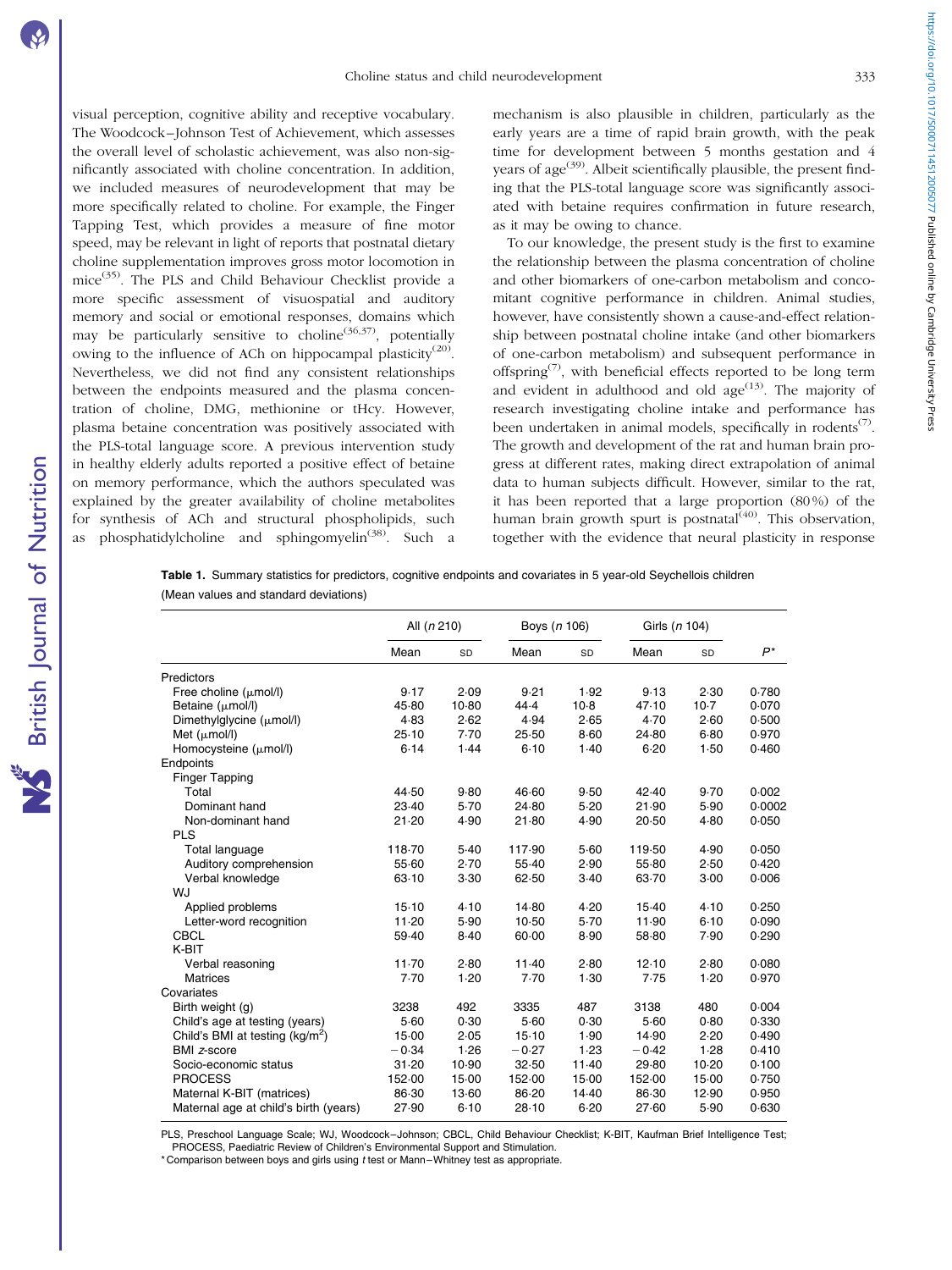visual perception, cognitive ability and receptive vocabulary. The Woodcock–Johnson Test of Achievement, which assesses the overall level of scholastic achievement, was also non-significantly associated with choline concentration. In addition, we included measures of neurodevelopment that may be more specifically related to choline. For example, the Finger Tapping Test, which provides a measure of fine motor speed, may be relevant in light of reports that postnatal dietary choline supplementation improves gross motor locomotion in mice[35]. The PLS and Child Behaviour Checklist provide a more specific assessment of visuospatial and auditory memory and social or emotional responses, domains which may be particularly sensitive to choline[36,37], potentially owing to the influence of ACh on hippocampal plasticity[20]. Nevertheless, we did not find any consistent relationships between the endpoints measured and the plasma concentration of choline, DMG, methionine or tHcy. However, plasma betaine concentration was positively associated with the PLS-total language score. A previous intervention study in healthy elderly adults reported a positive effect of betaine on memory performance, which the authors speculated was explained by the greater availability of choline metabolites for synthesis of ACh and structural phospholipids, such as phosphatidylcholine and sphingomyelin[38]. Such a mechanism is also plausible in children, particularly as the early years are a time of rapid brain growth, with the peak time for development between 5 months gestation and 4 years of age[39]. Albeit scientifically plausible, the present finding that the PLS-total language score was significantly associated with betaine requires confirmation in future research, as it may be owing to chance.

To our knowledge, the present study is the first to examine the relationship between the plasma concentration of choline and other biomarkers of one-carbon metabolism and concomitant cognitive performance in children. Animal studies, however, have consistently shown a cause-and-effect relationship between postnatal choline intake (and other biomarkers of one-carbon metabolism) and subsequent performance in offspring[7], with beneficial effects reported to be long term and evident in adulthood and old age[13]. The majority of research investigating choline intake and performance has been undertaken in animal models, specifically in rodents[7]. The growth and development of the rat and human brain progress at different rates, making direct extrapolation of animal data to human subjects difficult. However, similar to the rat, it has been reported that a large proportion (80 %) of the human brain growth spurt is postnatal[40]. This observation, together with the evidence that neural plasticity in response

**Table 1.** Summary statistics for predictors, cognitive endpoints and covariates in 5 year-old Seychellois children
(Mean values and standard deviations)

| | All (*n* 210) | | Boys (*n* 106) | | Girls (*n* 104) | | |
|---|---|---|---|---|---|---|---|
| | Mean | SD | Mean | SD | Mean | SD | *P*\* |
| Predictors | | | | | | | |
| Free choline (μmol/l) | 9·17 | 2·09 | 9·21 | 1·92 | 9·13 | 2·30 | 0·780 |
| Betaine (μmol/l) | 45·80 | 10·80 | 44·4 | 10·8 | 47·10 | 10·7 | 0·070 |
| Dimethylglycine (μmol/l) | 4·83 | 2·62 | 4·94 | 2·65 | 4·70 | 2·60 | 0·500 |
| Met (μmol/l) | 25·10 | 7·70 | 25·50 | 8·60 | 24·80 | 6·80 | 0·970 |
| Homocysteine (μmol/l) | 6·14 | 1·44 | 6·10 | 1·40 | 6·20 | 1·50 | 0·460 |
| Endpoints | | | | | | | |
| Finger Tapping | | | | | | | |
| Total | 44·50 | 9·80 | 46·60 | 9·50 | 42·40 | 9·70 | 0·002 |
| Dominant hand | 23·40 | 5·70 | 24·80 | 5·20 | 21·90 | 5·90 | 0·0002 |
| Non-dominant hand | 21·20 | 4·90 | 21·80 | 4·90 | 20·50 | 4·80 | 0·050 |
| PLS | | | | | | | |
| Total language | 118·70 | 5·40 | 117·90 | 5·60 | 119·50 | 4·90 | 0·050 |
| Auditory comprehension | 55·60 | 2·70 | 55·40 | 2·90 | 55·80 | 2·50 | 0·420 |
| Verbal knowledge | 63·10 | 3·30 | 62·50 | 3·40 | 63·70 | 3·00 | 0·006 |
| WJ | | | | | | | |
| Applied problems | 15·10 | 4·10 | 14·80 | 4·20 | 15·40 | 4·10 | 0·250 |
| Letter-word recognition | 11·20 | 5·90 | 10·50 | 5·70 | 11·90 | 6·10 | 0·090 |
| CBCL | 59·40 | 8·40 | 60·00 | 8·90 | 58·80 | 7·90 | 0·290 |
| K-BIT | | | | | | | |
| Verbal reasoning | 11·70 | 2·80 | 11·40 | 2·80 | 12·10 | 2·80 | 0·080 |
| Matrices | 7·70 | 1·20 | 7·70 | 1·30 | 7·75 | 1·20 | 0·970 |
| Covariates | | | | | | | |
| Birth weight (g) | 3238 | 492 | 3335 | 487 | 3138 | 480 | 0·004 |
| Child's age at testing (years) | 5·60 | 0·30 | 5·60 | 0·30 | 5·60 | 0·80 | 0·330 |
| Child's BMI at testing (kg/m$^2$) | 15·00 | 2·05 | 15·10 | 1·90 | 14·90 | 2·20 | 0·490 |
| BMI *z*-score | −0·34 | 1·26 | −0·27 | 1·23 | −0·42 | 1·28 | 0·410 |
| Socio-economic status | 31·20 | 10·90 | 32·50 | 11·40 | 29·80 | 10·20 | 0·100 |
| PROCESS | 152·00 | 15·00 | 152·00 | 15·00 | 152·00 | 15·00 | 0·750 |
| Maternal K-BIT (matrices) | 86·30 | 13·60 | 86·20 | 14·40 | 86·30 | 12·90 | 0·950 |
| Maternal age at child's birth (years) | 27·90 | 6·10 | 28·10 | 6·20 | 27·60 | 5·90 | 0·630 |

PLS, Preschool Language Scale; WJ, Woodcock–Johnson; CBCL, Child Behaviour Checklist; K-BIT, Kaufman Brief Intelligence Test; PROCESS, Paediatric Review of Children's Environmental Support and Stimulation.
\* Comparison between boys and girls using *t* test or Mann–Whitney test as appropriate.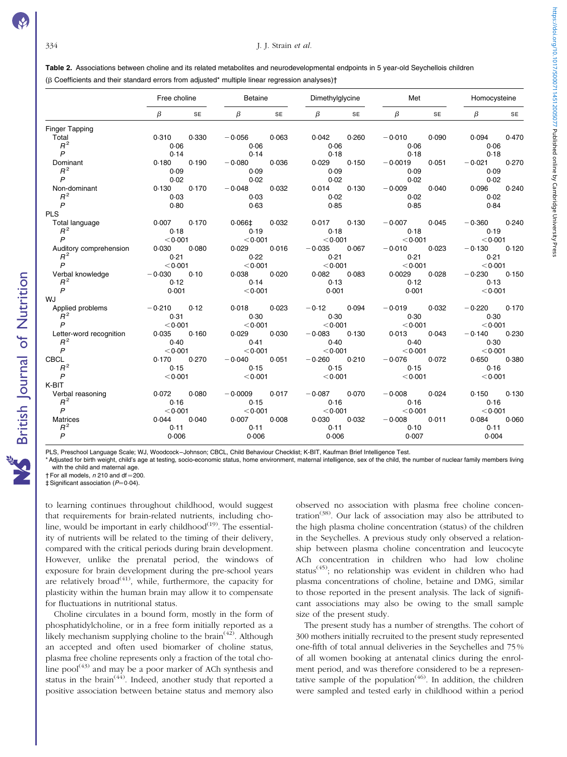**Table 2.** Associations between choline and its related metabolites and neurodevelopmental endpoints in 5 year-old Seychellois children

(β Coefficients and their standard errors from adjusted* multiple linear regression analyses)†

| | Free choline | | Betaine | | Dimethylglycine | | Met | | Homocysteine | |
|---|---|---|---|---|---|---|---|---|---|---|
| | β | SE | β | SE | β | SE | β | SE | β | SE |
| Finger Tapping | | | | | | | | | | |
| Total | 0·310 | 0·330 | −0·056 | 0·063 | 0·042 | 0·260 | −0·010 | 0·090 | 0·094 | 0·470 |
| $R^2$ | 0·06 | | 0·06 | | 0·06 | | 0·06 | | 0·06 | |
| $P$ | 0·14 | | 0·14 | | 0·18 | | 0·18 | | 0·18 | |
| Dominant | 0·180 | 0·190 | −0·080 | 0·036 | 0·029 | 0·150 | −0·0019 | 0·051 | −0·021 | 0·270 |
| $R^2$ | 0·09 | | 0·09 | | 0·09 | | 0·09 | | 0·09 | |
| $P$ | 0·02 | | 0·02 | | 0·02 | | 0·02 | | 0·02 | |
| Non-dominant | 0·130 | 0·170 | −0·048 | 0·032 | 0·014 | 0·130 | −0·009 | 0·040 | 0·096 | 0·240 |
| $R^2$ | 0·03 | | 0·03 | | 0·02 | | 0·02 | | 0·02 | |
| $P$ | 0·80 | | 0·63 | | 0·85 | | 0·85 | | 0·84 | |
| PLS | | | | | | | | | | |
| Total language | 0·007 | 0·170 | 0·066‡ | 0·032 | 0·017 | 0·130 | −0·007 | 0·045 | −0·360 | 0·240 |
| $R^2$ | 0·18 | | 0·19 | | 0·18 | | 0·18 | | 0·19 | |
| $P$ | <0·001 | | <0·001 | | <0·001 | | <0·001 | | <0·001 | |
| Auditory comprehension | 0·030 | 0·080 | 0·029 | 0·016 | −0·035 | 0·067 | −0·010 | 0·023 | −0·130 | 0·120 |
| $R^2$ | 0·21 | | 0·22 | | 0·21 | | 0·21 | | 0·21 | |
| $P$ | <0·001 | | <0·001 | | <0·001 | | <0·001 | | <0·001 | |
| Verbal knowledge | −0·030 | 0·10 | 0·038 | 0·020 | 0·082 | 0·083 | 0·0029 | 0·028 | −0·230 | 0·150 |
| $R^2$ | 0·12 | | 0·14 | | 0·13 | | 0·12 | | 0·13 | |
| $P$ | 0·001 | | <0·001 | | 0·001 | | 0·001 | | <0·001 | |
| WJ | | | | | | | | | | |
| Applied problems | −0·210 | 0·12 | 0·018 | 0·023 | −0·12 | 0·094 | −0·019 | 0·032 | −0·220 | 0·170 |
| $R^2$ | 0·31 | | 0·30 | | 0·30 | | 0·30 | | 0·30 | |
| $P$ | <0·001 | | <0·001 | | <0·001 | | <0·001 | | <0·001 | |
| Letter-word recognition | 0·035 | 0·160 | 0·029 | 0·030 | −0·083 | 0·130 | 0·013 | 0·043 | −0·140 | 0·230 |
| $R^2$ | 0·40 | | 0·41 | | 0·40 | | 0·40 | | 0·30 | |
| $P$ | <0·001 | | <0·001 | | <0·001 | | <0·001 | | <0·001 | |
| CBCL | 0·170 | 0·270 | −0·040 | 0·051 | −0·260 | 0·210 | −0·076 | 0·072 | 0·650 | 0·380 |
| $R^2$ | 0·15 | | 0·15 | | 0·15 | | 0·15 | | 0·16 | |
| $P$ | <0·001 | | <0·001 | | <0·001 | | <0·001 | | <0·001 | |
| K-BIT | | | | | | | | | | |
| Verbal reasoning | 0·072 | 0·080 | −0·0009 | 0·017 | −0·087 | 0·070 | −0·008 | 0·024 | 0·150 | 0·130 |
| $R^2$ | 0·16 | | 0·15 | | 0·16 | | 0·16 | | 0·16 | |
| $P$ | <0·001 | | <0·001 | | <0·001 | | <0·001 | | <0·001 | |
| Matrices | 0·044 | 0·040 | 0·007 | 0·008 | 0·030 | 0·032 | −0·008 | 0·011 | 0·084 | 0·060 |
| $R^2$ | 0·11 | | 0·11 | | 0·11 | | 0·10 | | 0·11 | |
| $P$ | 0·006 | | 0·006 | | 0·006 | | 0·007 | | 0·004 | |

PLS, Preschool Language Scale; WJ, Woodcock–Johnson; CBCL, Child Behaviour Checklist; K-BIT, Kaufman Brief Intelligence Test.

\* Adjusted for birth weight, child's age at testing, socio-economic status, home environment, maternal intelligence, sex of the child, the number of nuclear family members living with the child and maternal age.

† For all models, *n* 210 and df = 200.

‡ Significant association ($P$ = 0·04).

to learning continues throughout childhood, would suggest that requirements for brain-related nutrients, including choline, would be important in early childhood[19]. The essentiality of nutrients will be related to the timing of their delivery, compared with the critical periods during brain development. However, unlike the prenatal period, the windows of exposure for brain development during the pre-school years are relatively broad[41], while, furthermore, the capacity for plasticity within the human brain may allow it to compensate for fluctuations in nutritional status.

Choline circulates in a bound form, mostly in the form of phosphatidylcholine, or in a free form initially reported as a likely mechanism supplying choline to the brain[42]. Although an accepted and often used biomarker of choline status, plasma free choline represents only a fraction of the total choline pool[43] and may be a poor marker of ACh synthesis and status in the brain[44]. Indeed, another study that reported a positive association between betaine status and memory also observed no association with plasma free choline concentration[38]. Our lack of association may also be attributed to the high plasma choline concentration (status) of the children in the Seychelles. A previous study only observed a relationship between plasma choline concentration and leucocyte ACh concentration in children who had low choline status[45]; no relationship was evident in children who had plasma concentrations of choline, betaine and DMG, similar to those reported in the present analysis. The lack of significant associations may also be owing to the small sample size of the present study.

The present study has a number of strengths. The cohort of 300 mothers initially recruited to the present study represented one-fifth of total annual deliveries in the Seychelles and 75 % of all women booking at antenatal clinics during the enrolment period, and was therefore considered to be a representative sample of the population[46]. In addition, the children were sampled and tested early in childhood within a period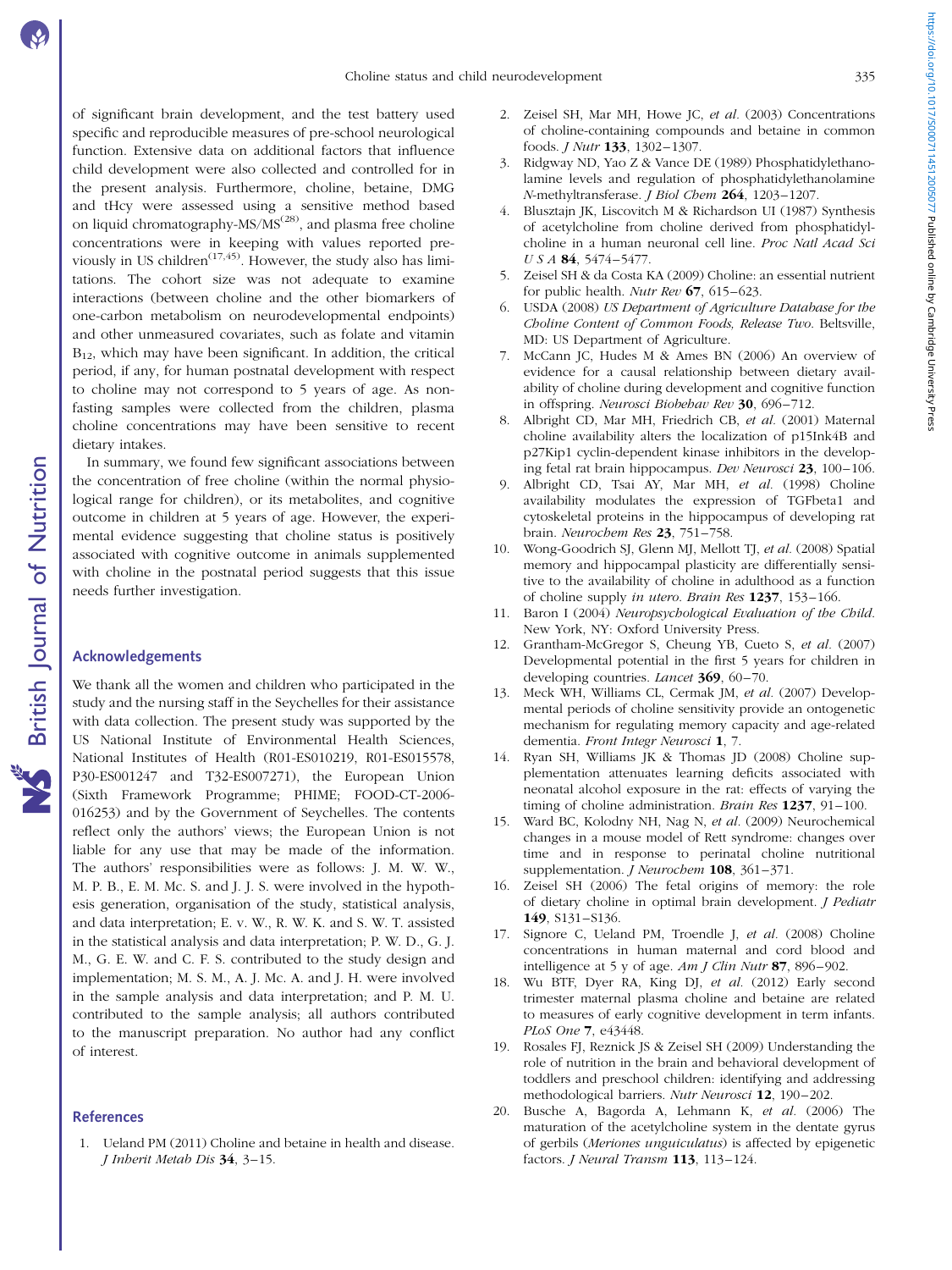of significant brain development, and the test battery used specific and reproducible measures of pre-school neurological function. Extensive data on additional factors that influence child development were also collected and controlled for in the present analysis. Furthermore, choline, betaine, DMG and tHcy were assessed using a sensitive method based on liquid chromatography-MS/MS[28], and plasma free choline concentrations were in keeping with values reported previously in US children[17,45]. However, the study also has limitations. The cohort size was not adequate to examine interactions (between choline and the other biomarkers of one-carbon metabolism on neurodevelopmental endpoints) and other unmeasured covariates, such as folate and vitamin $B_{12}$, which may have been significant. In addition, the critical period, if any, for human postnatal development with respect to choline may not correspond to 5 years of age. As non-fasting samples were collected from the children, plasma choline concentrations may have been sensitive to recent dietary intakes.

In summary, we found few significant associations between the concentration of free choline (within the normal physiological range for children), or its metabolites, and cognitive outcome in children at 5 years of age. However, the experimental evidence suggesting that choline status is positively associated with cognitive outcome in animals supplemented with choline in the postnatal period suggests that this issue needs further investigation.

## Acknowledgements

We thank all the women and children who participated in the study and the nursing staff in the Seychelles for their assistance with data collection. The present study was supported by the US National Institute of Environmental Health Sciences, National Institutes of Health (R01-ES010219, R01-ES015578, P30-ES001247 and T32-ES007271), the European Union (Sixth Framework Programme; PHIME; FOOD-CT-2006-016253) and by the Government of Seychelles. The contents reflect only the authors' views; the European Union is not liable for any use that may be made of the information. The authors' responsibilities were as follows: J. M. W. W., M. P. B., E. M. Mc. S. and J. J. S. were involved in the hypothesis generation, organisation of the study, statistical analysis, and data interpretation; E. v. W., R. W. K. and S. W. T. assisted in the statistical analysis and data interpretation; P. W. D., G. J. M., G. E. W. and C. F. S. contributed to the study design and implementation; M. S. M., A. J. Mc. A. and J. H. were involved in the sample analysis and data interpretation; and P. M. U. contributed to the sample analysis; all authors contributed to the manuscript preparation. No author had any conflict of interest.

## References

1. Ueland PM (2011) Choline and betaine in health and disease. *J Inherit Metab Dis* **34**, 3–15.
2. Zeisel SH, Mar MH, Howe JC, *et al.* (2003) Concentrations of choline-containing compounds and betaine in common foods. *J Nutr* **133**, 1302–1307.
3. Ridgway ND, Yao Z & Vance DE (1989) Phosphatidylethanolamine levels and regulation of phosphatidylethanolamine *N*-methyltransferase. *J Biol Chem* **264**, 1203–1207.
4. Blusztajn JK, Liscovitch M & Richardson UI (1987) Synthesis of acetylcholine from choline derived from phosphatidylcholine in a human neuronal cell line. *Proc Natl Acad Sci U S A* **84**, 5474–5477.
5. Zeisel SH & da Costa KA (2009) Choline: an essential nutrient for public health. *Nutr Rev* **67**, 615–623.
6. USDA (2008) *US Department of Agriculture Database for the Choline Content of Common Foods, Release Two*. Beltsville, MD: US Department of Agriculture.
7. McCann JC, Hudes M & Ames BN (2006) An overview of evidence for a causal relationship between dietary availability of choline during development and cognitive function in offspring. *Neurosci Biobehav Rev* **30**, 696–712.
8. Albright CD, Mar MH, Friedrich CB, *et al.* (2001) Maternal choline availability alters the localization of p15Ink4B and p27Kip1 cyclin-dependent kinase inhibitors in the developing fetal rat brain hippocampus. *Dev Neurosci* **23**, 100–106.
9. Albright CD, Tsai AY, Mar MH, *et al.* (1998) Choline availability modulates the expression of TGFbeta1 and cytoskeletal proteins in the hippocampus of developing rat brain. *Neurochem Res* **23**, 751–758.
10. Wong-Goodrich SJ, Glenn MJ, Mellott TJ, *et al.* (2008) Spatial memory and hippocampal plasticity are differentially sensitive to the availability of choline in adulthood as a function of choline supply *in utero*. *Brain Res* **1237**, 153–166.
11. Baron I (2004) *Neuropsychological Evaluation of the Child*. New York, NY: Oxford University Press.
12. Grantham-McGregor S, Cheung YB, Cueto S, *et al.* (2007) Developmental potential in the first 5 years for children in developing countries. *Lancet* **369**, 60–70.
13. Meck WH, Williams CL, Cermak JM, *et al.* (2007) Developmental periods of choline sensitivity provide an ontogenetic mechanism for regulating memory capacity and age-related dementia. *Front Integr Neurosci* **1**, 7.
14. Ryan SH, Williams JK & Thomas JD (2008) Choline supplementation attenuates learning deficits associated with neonatal alcohol exposure in the rat: effects of varying the timing of choline administration. *Brain Res* **1237**, 91–100.
15. Ward BC, Kolodny NH, Nag N, *et al.* (2009) Neurochemical changes in a mouse model of Rett syndrome: changes over time and in response to perinatal choline nutritional supplementation. *J Neurochem* **108**, 361–371.
16. Zeisel SH (2006) The fetal origins of memory: the role of dietary choline in optimal brain development. *J Pediatr* **149**, S131–S136.
17. Signore C, Ueland PM, Troendle J, *et al.* (2008) Choline concentrations in human maternal and cord blood and intelligence at 5 y of age. *Am J Clin Nutr* **87**, 896–902.
18. Wu BTF, Dyer RA, King DJ, *et al.* (2012) Early second trimester maternal plasma choline and betaine are related to measures of early cognitive development in term infants. *PLoS One* **7**, e43448.
19. Rosales FJ, Reznick JS & Zeisel SH (2009) Understanding the role of nutrition in the brain and behavioral development of toddlers and preschool children: identifying and addressing methodological barriers. *Nutr Neurosci* **12**, 190–202.
20. Busche A, Bagorda A, Lehmann K, *et al.* (2006) The maturation of the acetylcholine system in the dentate gyrus of gerbils (*Meriones unguiculatus*) is affected by epigenetic factors. *J Neural Transm* **113**, 113–124.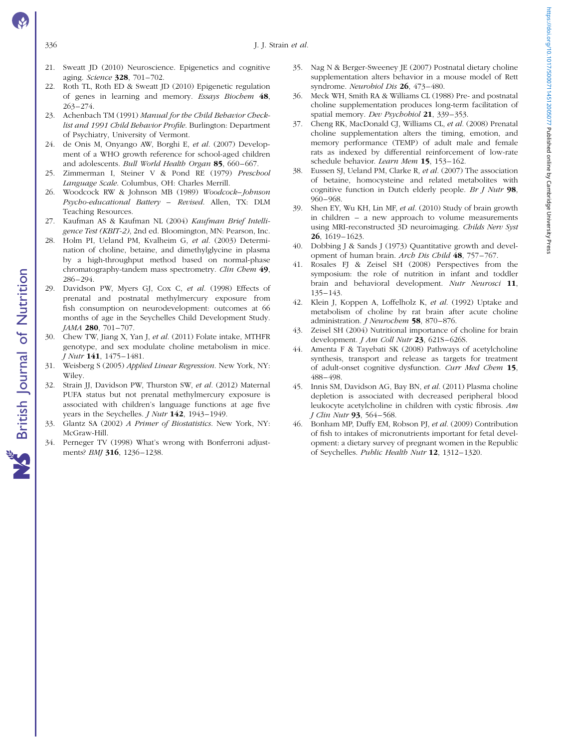21. Sweatt JD (2010) Neuroscience. Epigenetics and cognitive aging. *Science* **328**, 701–702.
22. Roth TL, Roth ED & Sweatt JD (2010) Epigenetic regulation of genes in learning and memory. *Essays Biochem* **48**, 263–274.
23. Achenbach TM (1991) *Manual for the Child Behavior Checklist and 1991 Child Behavior Profile*. Burlington: Department of Psychiatry, University of Vermont.
24. de Onis M, Onyango AW, Borghi E, *et al.* (2007) Development of a WHO growth reference for school-aged children and adolescents. *Bull World Health Organ* **85**, 660–667.
25. Zimmerman I, Steiner V & Pond RE (1979) *Preschool Language Scale*. Columbus, OH: Charles Merrill.
26. Woodcock RW & Johnson MB (1989) *Woodcock–Johnson Psycho-educational Battery – Revised*. Allen, TX: DLM Teaching Resources.
27. Kaufman AS & Kaufman NL (2004) *Kaufman Brief Intelligence Test (KBIT-2)*, 2nd ed. Bloomington, MN: Pearson, Inc.
28. Holm PI, Ueland PM, Kvalheim G, *et al.* (2003) Determination of choline, betaine, and dimethylglycine in plasma by a high-throughput method based on normal-phase chromatography-tandem mass spectrometry. *Clin Chem* **49**, 286–294.
29. Davidson PW, Myers GJ, Cox C, *et al.* (1998) Effects of prenatal and postnatal methylmercury exposure from fish consumption on neurodevelopment: outcomes at 66 months of age in the Seychelles Child Development Study. *JAMA* **280**, 701–707.
30. Chew TW, Jiang X, Yan J, *et al.* (2011) Folate intake, MTHFR genotype, and sex modulate choline metabolism in mice. *J Nutr* **141**, 1475–1481.
31. Weisberg S (2005) *Applied Linear Regression*. New York, NY: Wiley.
32. Strain JJ, Davidson PW, Thurston SW, *et al.* (2012) Maternal PUFA status but not prenatal methylmercury exposure is associated with children's language functions at age five years in the Seychelles. *J Nutr* **142**, 1943–1949.
33. Glantz SA (2002) *A Primer of Biostatistics*. New York, NY: McGraw-Hill.
34. Perneger TV (1998) What's wrong with Bonferroni adjustments? *BMJ* **316**, 1236–1238.
35. Nag N & Berger-Sweeney JE (2007) Postnatal dietary choline supplementation alters behavior in a mouse model of Rett syndrome. *Neurobiol Dis* **26**, 473–480.
36. Meck WH, Smith RA & Williams CL (1988) Pre- and postnatal choline supplementation produces long-term facilitation of spatial memory. *Dev Psychobiol* **21**, 339–353.
37. Cheng RK, MacDonald CJ, Williams CL, *et al.* (2008) Prenatal choline supplementation alters the timing, emotion, and memory performance (TEMP) of adult male and female rats as indexed by differential reinforcement of low-rate schedule behavior. *Learn Mem* **15**, 153–162.
38. Eussen SJ, Ueland PM, Clarke R, *et al.* (2007) The association of betaine, homocysteine and related metabolites with cognitive function in Dutch elderly people. *Br J Nutr* **98**, 960–968.
39. Shen EY, Wu KH, Lin MF, *et al.* (2010) Study of brain growth in children – a new approach to volume measurements using MRI-reconstructed 3D neuroimaging. *Childs Nerv Syst* **26**, 1619–1623.
40. Dobbing J & Sands J (1973) Quantitative growth and development of human brain. *Arch Dis Child* **48**, 757–767.
41. Rosales FJ & Zeisel SH (2008) Perspectives from the symposium: the role of nutrition in infant and toddler brain and behavioral development. *Nutr Neurosci* **11**, 135–143.
42. Klein J, Koppen A, Loffelholz K, *et al.* (1992) Uptake and metabolism of choline by rat brain after acute choline administration. *J Neurochem* **58**, 870–876.
43. Zeisel SH (2004) Nutritional importance of choline for brain development. *J Am Coll Nutr* **23**, 621S–626S.
44. Amenta F & Tayebati SK (2008) Pathways of acetylcholine synthesis, transport and release as targets for treatment of adult-onset cognitive dysfunction. *Curr Med Chem* **15**, 488–498.
45. Innis SM, Davidson AG, Bay BN, *et al.* (2011) Plasma choline depletion is associated with decreased peripheral blood leukocyte acetylcholine in children with cystic fibrosis. *Am J Clin Nutr* **93**, 564–568.
46. Bonham MP, Duffy EM, Robson PJ, *et al.* (2009) Contribution of fish to intakes of micronutrients important for fetal development: a dietary survey of pregnant women in the Republic of Seychelles. *Public Health Nutr* **12**, 1312–1320.